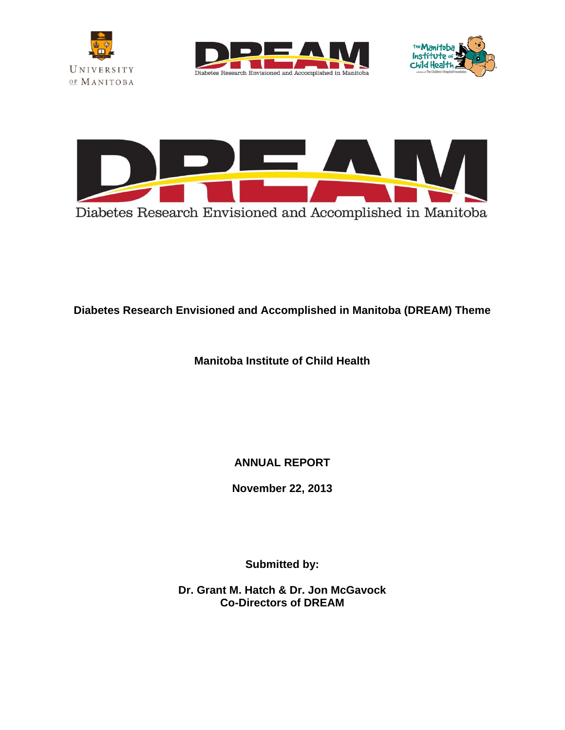UNIVERSITY OF MANITOBA

DREAM

Diabetes Research Envisioned and Accomplished in Manitoba

the Manitoba Institute of Child Health

DREAM

Diabetes Research Envisioned and Accomplished in Manitoba

**Diabetes Research Envisioned and Accomplished in Manitoba (DREAM) Theme**

**Manitoba Institute of Child Health**

**ANNUAL REPORT**

**November 22, 2013**

**Submitted by:**

**Dr. Grant M. Hatch & Dr. Jon McGavock**
**Co-Directors of DREAM**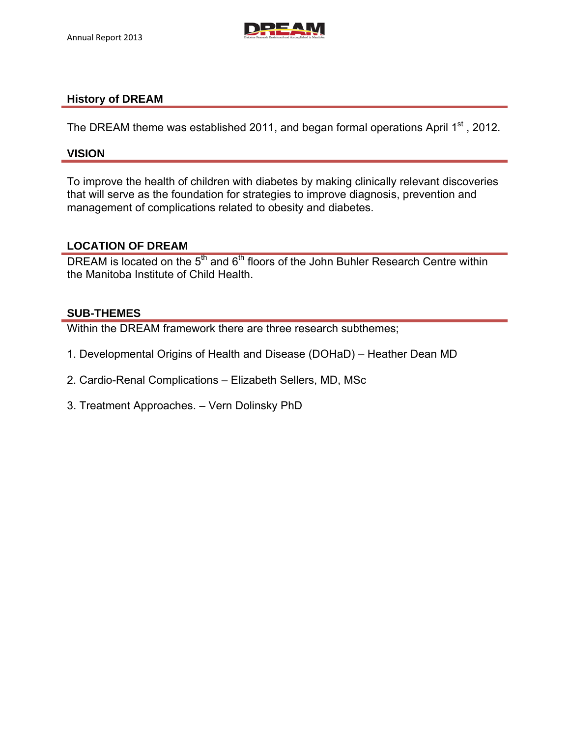## History of DREAM

The DREAM theme was established 2011, and began formal operations April 1st, 2012.

## VISION

To improve the health of children with diabetes by making clinically relevant discoveries that will serve as the foundation for strategies to improve diagnosis, prevention and management of complications related to obesity and diabetes.

## LOCATION OF DREAM

DREAM is located on the 5th and 6th floors of the John Buhler Research Centre within the Manitoba Institute of Child Health.

## SUB-THEMES

Within the DREAM framework there are three research subthemes;

1. Developmental Origins of Health and Disease (DOHaD) – Heather Dean MD
2. Cardio-Renal Complications – Elizabeth Sellers, MD, MSc
3. Treatment Approaches. – Vern Dolinsky PhD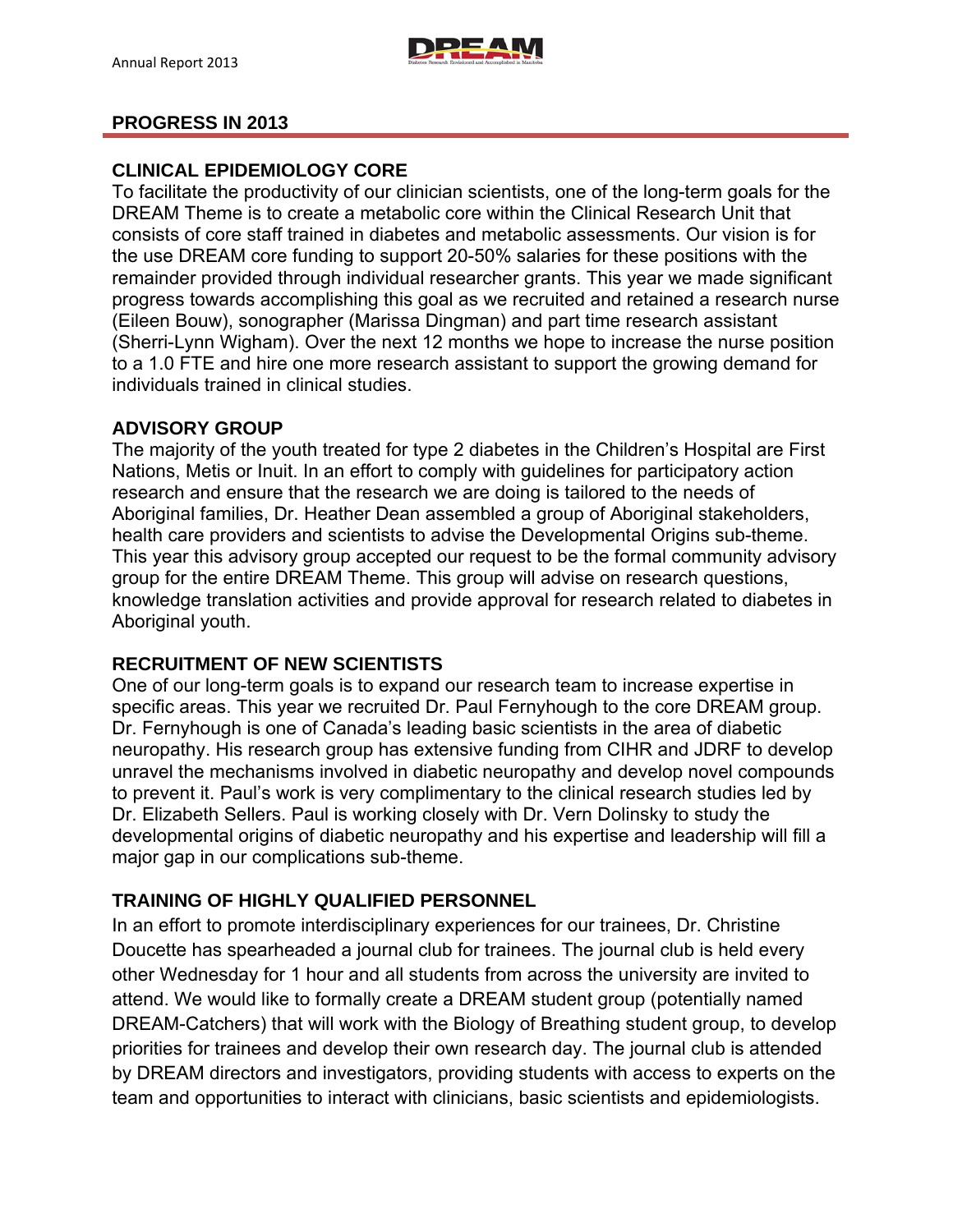## PROGRESS IN 2013

### CLINICAL EPIDEMIOLOGY CORE

To facilitate the productivity of our clinician scientists, one of the long-term goals for the DREAM Theme is to create a metabolic core within the Clinical Research Unit that consists of core staff trained in diabetes and metabolic assessments. Our vision is for the use DREAM core funding to support 20-50% salaries for these positions with the remainder provided through individual researcher grants. This year we made significant progress towards accomplishing this goal as we recruited and retained a research nurse (Eileen Bouw), sonographer (Marissa Dingman) and part time research assistant (Sherri-Lynn Wigham). Over the next 12 months we hope to increase the nurse position to a 1.0 FTE and hire one more research assistant to support the growing demand for individuals trained in clinical studies.

### ADVISORY GROUP

The majority of the youth treated for type 2 diabetes in the Children's Hospital are First Nations, Metis or Inuit. In an effort to comply with guidelines for participatory action research and ensure that the research we are doing is tailored to the needs of Aboriginal families, Dr. Heather Dean assembled a group of Aboriginal stakeholders, health care providers and scientists to advise the Developmental Origins sub-theme. This year this advisory group accepted our request to be the formal community advisory group for the entire DREAM Theme. This group will advise on research questions, knowledge translation activities and provide approval for research related to diabetes in Aboriginal youth.

### RECRUITMENT OF NEW SCIENTISTS

One of our long-term goals is to expand our research team to increase expertise in specific areas. This year we recruited Dr. Paul Fernyhough to the core DREAM group. Dr. Fernyhough is one of Canada's leading basic scientists in the area of diabetic neuropathy. His research group has extensive funding from CIHR and JDRF to develop unravel the mechanisms involved in diabetic neuropathy and develop novel compounds to prevent it. Paul's work is very complimentary to the clinical research studies led by Dr. Elizabeth Sellers. Paul is working closely with Dr. Vern Dolinsky to study the developmental origins of diabetic neuropathy and his expertise and leadership will fill a major gap in our complications sub-theme.

### TRAINING OF HIGHLY QUALIFIED PERSONNEL

In an effort to promote interdisciplinary experiences for our trainees, Dr. Christine Doucette has spearheaded a journal club for trainees. The journal club is held every other Wednesday for 1 hour and all students from across the university are invited to attend. We would like to formally create a DREAM student group (potentially named DREAM-Catchers) that will work with the Biology of Breathing student group, to develop priorities for trainees and develop their own research day. The journal club is attended by DREAM directors and investigators, providing students with access to experts on the team and opportunities to interact with clinicians, basic scientists and epidemiologists.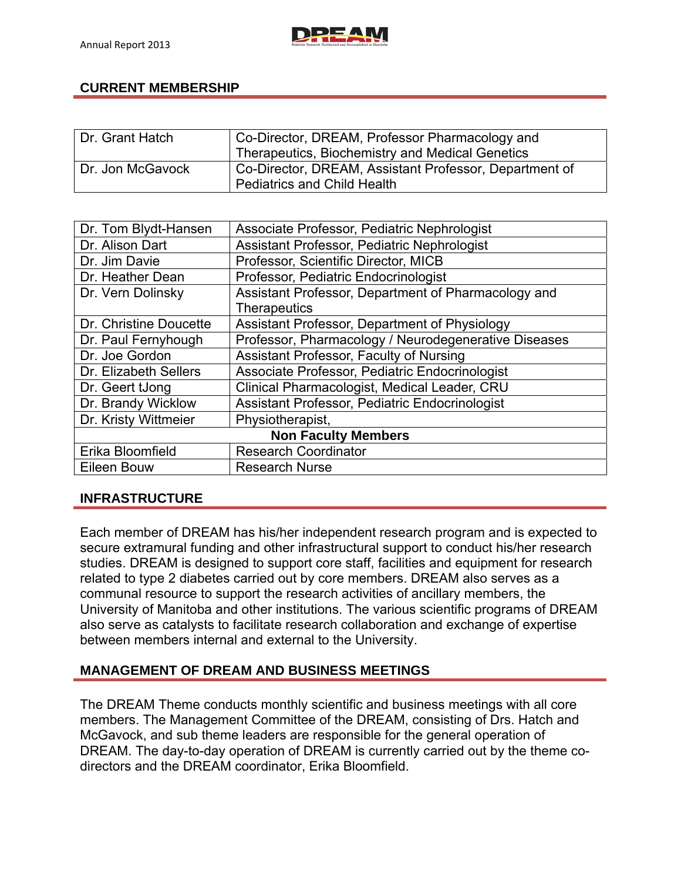## CURRENT MEMBERSHIP

| | |
|---|---|
| Dr. Grant Hatch | Co-Director, DREAM, Professor Pharmacology and Therapeutics, Biochemistry and Medical Genetics |
| Dr. Jon McGavock | Co-Director, DREAM, Assistant Professor, Department of Pediatrics and Child Health |

| | |
|---|---|
| Dr. Tom Blydt-Hansen | Associate Professor, Pediatric Nephrologist |
| Dr. Alison Dart | Assistant Professor, Pediatric Nephrologist |
| Dr. Jim Davie | Professor, Scientific Director, MICB |
| Dr. Heather Dean | Professor, Pediatric Endocrinologist |
| Dr. Vern Dolinsky | Assistant Professor, Department of Pharmacology and Therapeutics |
| Dr. Christine Doucette | Assistant Professor, Department of Physiology |
| Dr. Paul Fernyhough | Professor, Pharmacology / Neurodegenerative Diseases |
| Dr. Joe Gordon | Assistant Professor, Faculty of Nursing |
| Dr. Elizabeth Sellers | Associate Professor, Pediatric Endocrinologist |
| Dr. Geert tJong | Clinical Pharmacologist, Medical Leader, CRU |
| Dr. Brandy Wicklow | Assistant Professor, Pediatric Endocrinologist |
| Dr. Kristy Wittmeier | Physiotherapist, |
| **Non Faculty Members** | |
| Erika Bloomfield | Research Coordinator |
| Eileen Bouw | Research Nurse |

## INFRASTRUCTURE

Each member of DREAM has his/her independent research program and is expected to secure extramural funding and other infrastructural support to conduct his/her research studies. DREAM is designed to support core staff, facilities and equipment for research related to type 2 diabetes carried out by core members. DREAM also serves as a communal resource to support the research activities of ancillary members, the University of Manitoba and other institutions. The various scientific programs of DREAM also serve as catalysts to facilitate research collaboration and exchange of expertise between members internal and external to the University.

## MANAGEMENT OF DREAM AND BUSINESS MEETINGS

The DREAM Theme conducts monthly scientific and business meetings with all core members. The Management Committee of the DREAM, consisting of Drs. Hatch and McGavock, and sub theme leaders are responsible for the general operation of DREAM. The day-to-day operation of DREAM is currently carried out by the theme co-directors and the DREAM coordinator, Erika Bloomfield.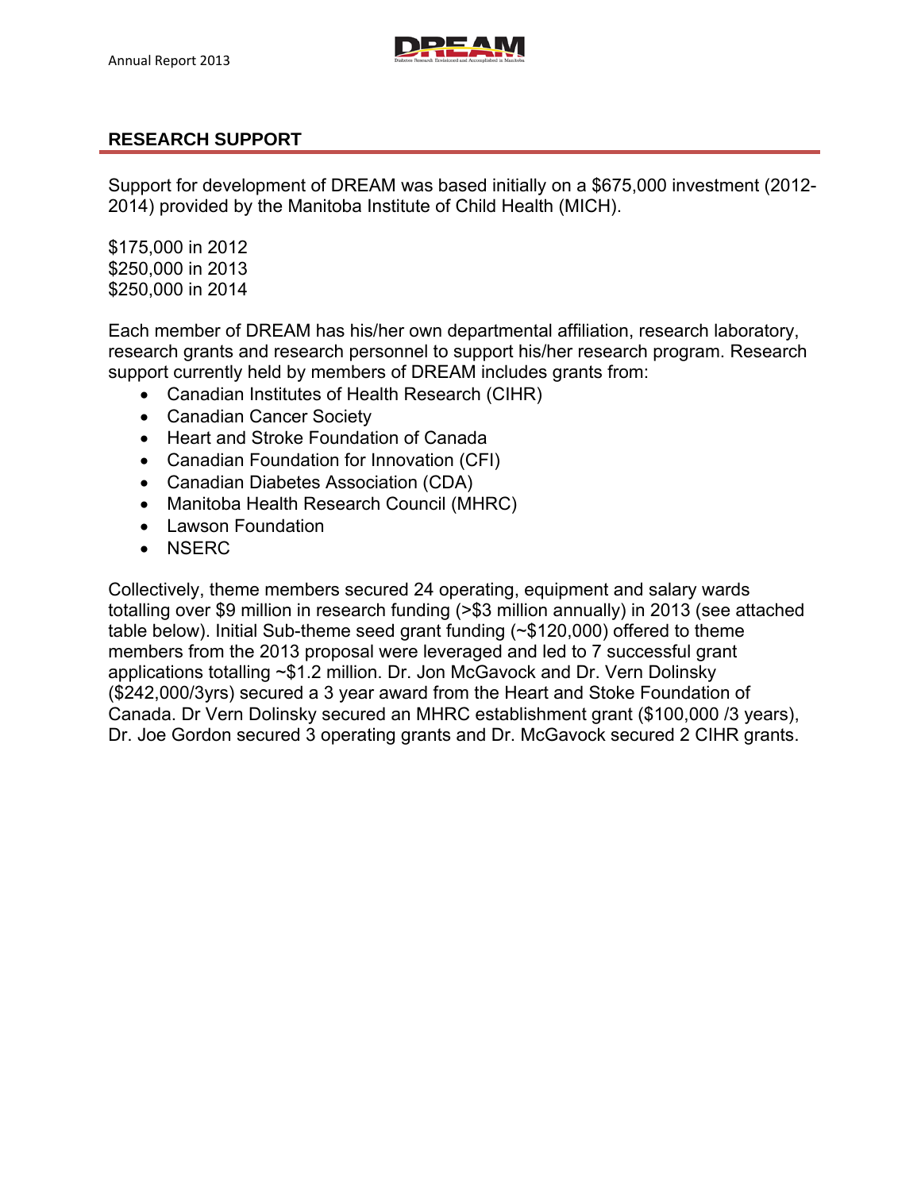## RESEARCH SUPPORT

Support for development of DREAM was based initially on a $675,000 investment (2012-2014) provided by the Manitoba Institute of Child Health (MICH).

$175,000 in 2012
$250,000 in 2013
$250,000 in 2014

Each member of DREAM has his/her own departmental affiliation, research laboratory, research grants and research personnel to support his/her research program. Research support currently held by members of DREAM includes grants from:

- Canadian Institutes of Health Research (CIHR)
- Canadian Cancer Society
- Heart and Stroke Foundation of Canada
- Canadian Foundation for Innovation (CFI)
- Canadian Diabetes Association (CDA)
- Manitoba Health Research Council (MHRC)
- Lawson Foundation
- NSERC

Collectively, theme members secured 24 operating, equipment and salary wards totalling over $9 million in research funding (>$3 million annually) in 2013 (see attached table below). Initial Sub-theme seed grant funding (~$120,000) offered to theme members from the 2013 proposal were leveraged and led to 7 successful grant applications totalling ~$1.2 million. Dr. Jon McGavock and Dr. Vern Dolinsky ($242,000/3yrs) secured a 3 year award from the Heart and Stoke Foundation of Canada. Dr Vern Dolinsky secured an MHRC establishment grant ($100,000 /3 years), Dr. Joe Gordon secured 3 operating grants and Dr. McGavock secured 2 CIHR grants.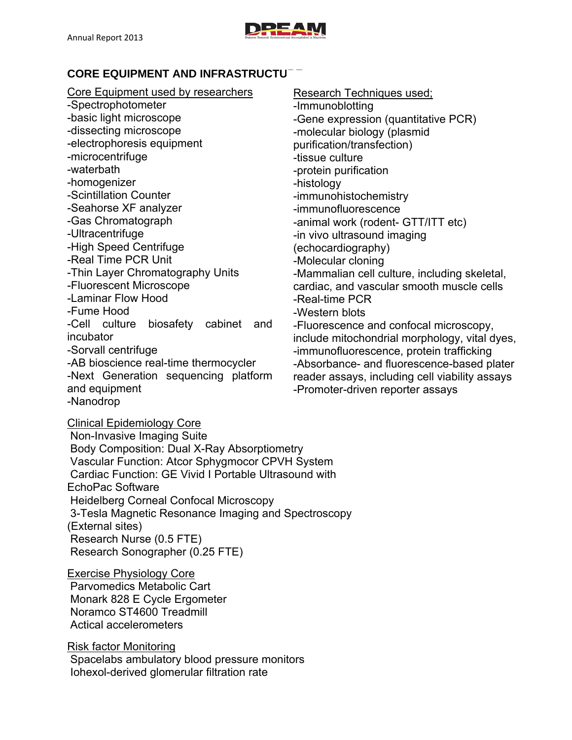## CORE EQUIPMENT AND INFRASTRUCTU

Core Equipment used by researchers

-Spectrophotometer
-basic light microscope
-dissecting microscope
-electrophoresis equipment
-microcentrifuge
-waterbath
-homogenizer
-Scintillation Counter
-Seahorse XF analyzer
-Gas Chromatograph
-Ultracentrifuge
-High Speed Centrifuge
-Real Time PCR Unit
-Thin Layer Chromatography Units
-Fluorescent Microscope
-Laminar Flow Hood
-Fume Hood
-Cell culture biosafety cabinet and incubator
-Sorvall centrifuge
-AB bioscience real-time thermocycler
-Next Generation sequencing platform and equipment
-Nanodrop

Research Techniques used;

-Immunoblotting
-Gene expression (quantitative PCR)
-molecular biology (plasmid purification/transfection)
-tissue culture
-protein purification
-histology
-immunohistochemistry
-immunofluorescence
-animal work (rodent- GTT/ITT etc)
-in vivo ultrasound imaging (echocardiography)
-Molecular cloning
-Mammalian cell culture, including skeletal, cardiac, and vascular smooth muscle cells
-Real-time PCR
-Western blots
-Fluorescence and confocal microscopy, include mitochondrial morphology, vital dyes,
-immunofluorescence, protein trafficking
-Absorbance- and fluorescence-based plater reader assays, including cell viability assays
-Promoter-driven reporter assays

Clinical Epidemiology Core

Non-Invasive Imaging Suite
Body Composition: Dual X-Ray Absorptiometry
Vascular Function: Atcor Sphygmocor CPVH System
Cardiac Function: GE Vivid I Portable Ultrasound with EchoPac Software
Heidelberg Corneal Confocal Microscopy
3-Tesla Magnetic Resonance Imaging and Spectroscopy (External sites)
Research Nurse (0.5 FTE)
Research Sonographer (0.25 FTE)

Exercise Physiology Core

Parvomedics Metabolic Cart
Monark 828 E Cycle Ergometer
Noramco ST4600 Treadmill
Actical accelerometers

Risk factor Monitoring

Spacelabs ambulatory blood pressure monitors
Iohexol-derived glomerular filtration rate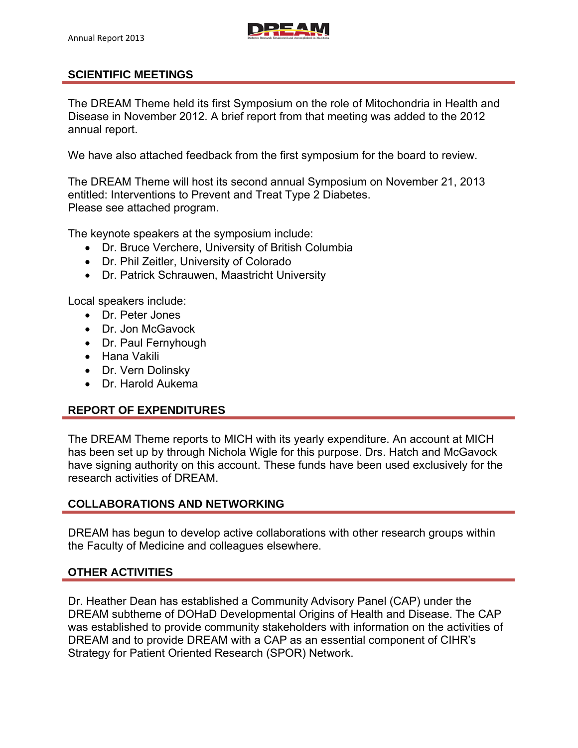## SCIENTIFIC MEETINGS

The DREAM Theme held its first Symposium on the role of Mitochondria in Health and Disease in November 2012. A brief report from that meeting was added to the 2012 annual report.

We have also attached feedback from the first symposium for the board to review.

The DREAM Theme will host its second annual Symposium on November 21, 2013 entitled: Interventions to Prevent and Treat Type 2 Diabetes.
Please see attached program.

The keynote speakers at the symposium include:

- Dr. Bruce Verchere, University of British Columbia
- Dr. Phil Zeitler, University of Colorado
- Dr. Patrick Schrauwen, Maastricht University

Local speakers include:

- Dr. Peter Jones
- Dr. Jon McGavock
- Dr. Paul Fernyhough
- Hana Vakili
- Dr. Vern Dolinsky
- Dr. Harold Aukema

## REPORT OF EXPENDITURES

The DREAM Theme reports to MICH with its yearly expenditure. An account at MICH has been set up by through Nichola Wigle for this purpose. Drs. Hatch and McGavock have signing authority on this account. These funds have been used exclusively for the research activities of DREAM.

## COLLABORATIONS AND NETWORKING

DREAM has begun to develop active collaborations with other research groups within the Faculty of Medicine and colleagues elsewhere.

## OTHER ACTIVITIES

Dr. Heather Dean has established a Community Advisory Panel (CAP) under the DREAM subtheme of DOHaD Developmental Origins of Health and Disease. The CAP was established to provide community stakeholders with information on the activities of DREAM and to provide DREAM with a CAP as an essential component of CIHR's Strategy for Patient Oriented Research (SPOR) Network.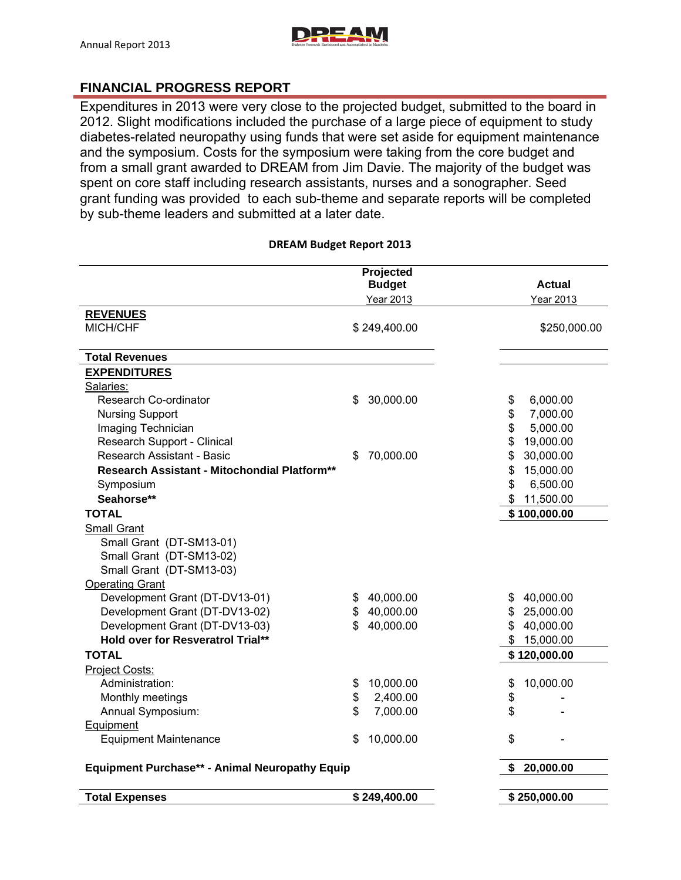## FINANCIAL PROGRESS REPORT

Expenditures in 2013 were very close to the projected budget, submitted to the board in 2012. Slight modifications included the purchase of a large piece of equipment to study diabetes-related neuropathy using funds that were set aside for equipment maintenance and the symposium. Costs for the symposium were taking from the core budget and from a small grant awarded to DREAM from Jim Davie. The majority of the budget was spent on core staff including research assistants, nurses and a sonographer. Seed grant funding was provided to each sub-theme and separate reports will be completed by sub-theme leaders and submitted at a later date.

**DREAM Budget Report 2013**

| | Projected Budget Year 2013 | Actual Year 2013 |
|---|---|---|
| **REVENUES** | | |
| MICH/CHF | $ 249,400.00 | $250,000.00 |
| **Total Revenues** | | |
| **EXPENDITURES** | | |
| Salaries: | | |
| Research Co-ordinator | $ 30,000.00 | $ 6,000.00 |
| Nursing Support | | $ 7,000.00 |
| Imaging Technician | | $ 5,000.00 |
| Research Support - Clinical | | $ 19,000.00 |
| Research Assistant - Basic | $ 70,000.00 | $ 30,000.00 |
| **Research Assistant - Mitochondial Platform**** | | $ 15,000.00 |
| Symposium | | $ 6,500.00 |
| **Seahorse**** | | $ 11,500.00 |
| **TOTAL** | | **$ 100,000.00** |
| Small Grant | | |
| Small Grant (DT-SM13-01) | | |
| Small Grant (DT-SM13-02) | | |
| Small Grant (DT-SM13-03) | | |
| Operating Grant | | |
| Development Grant (DT-DV13-01) | $ 40,000.00 | $ 40,000.00 |
| Development Grant (DT-DV13-02) | $ 40,000.00 | $ 25,000.00 |
| Development Grant (DT-DV13-03) | $ 40,000.00 | $ 40,000.00 |
| **Hold over for Resveratrol Trial**** | | $ 15,000.00 |
| **TOTAL** | | **$ 120,000.00** |
| Project Costs: | | |
| Administration: | $ 10,000.00 | $ 10,000.00 |
| Monthly meetings | $ 2,400.00 | $ - |
| Annual Symposium: | $ 7,000.00 | $ - |
| Equipment | | |
| Equipment Maintenance | $ 10,000.00 | $ - |
| **Equipment Purchase** - Animal Neuropathy Equip** | | **$ 20,000.00** |
| **Total Expenses** | **$ 249,400.00** | **$ 250,000.00** |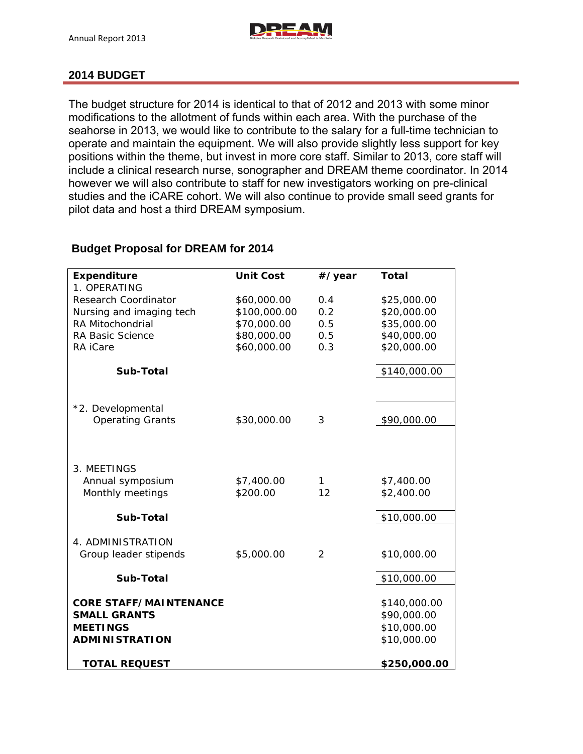## 2014 BUDGET

The budget structure for 2014 is identical to that of 2012 and 2013 with some minor modifications to the allotment of funds within each area. With the purchase of the seahorse in 2013, we would like to contribute to the salary for a full-time technician to operate and maintain the equipment. We will also provide slightly less support for key positions within the theme, but invest in more core staff. Similar to 2013, core staff will include a clinical research nurse, sonographer and DREAM theme coordinator. In 2014 however we will also contribute to staff for new investigators working on pre-clinical studies and the iCARE cohort. We will also continue to provide small seed grants for pilot data and host a third DREAM symposium.

### Budget Proposal for DREAM for 2014

| Expenditure | Unit Cost | #/year | Total |
|---|---|---|---|
| 1. OPERATING | | | |
| Research Coordinator | $60,000.00 | 0.4 | $25,000.00 |
| Nursing and imaging tech | $100,000.00 | 0.2 | $20,000.00 |
| RA Mitochondrial | $70,000.00 | 0.5 | $35,000.00 |
| RA Basic Science | $80,000.00 | 0.5 | $40,000.00 |
| RA iCare | $60,000.00 | 0.3 | $20,000.00 |
| **Sub-Total** | | | $140,000.00 |
| *2. Developmental Operating Grants | $30,000.00 | 3 | $90,000.00 |
| 3. MEETINGS | | | |
| Annual symposium | $7,400.00 | 1 | $7,400.00 |
| Monthly meetings | $200.00 | 12 | $2,400.00 |
| **Sub-Total** | | | $10,000.00 |
| 4. ADMINISTRATION | | | |
| Group leader stipends | $5,000.00 | 2 | $10,000.00 |
| **Sub-Total** | | | $10,000.00 |
| **CORE STAFF/MAINTENANCE** | | | $140,000.00 |
| **SMALL GRANTS** | | | $90,000.00 |
| **MEETINGS** | | | $10,000.00 |
| **ADMINISTRATION** | | | $10,000.00 |
| **TOTAL REQUEST** | | | **$250,000.00** |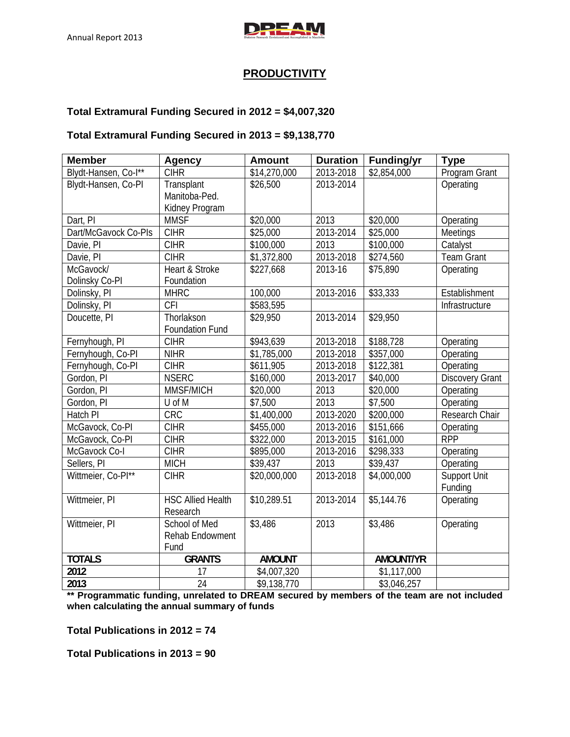## PRODUCTIVITY

**Total Extramural Funding Secured in 2012 = $4,007,320**

**Total Extramural Funding Secured in 2013 = $9,138,770**

| Member | Agency | Amount | Duration | Funding/yr | Type |
|---|---|---|---|---|---|
| Blydt-Hansen, Co-I** | CIHR | $14,270,000 | 2013-2018 | $2,854,000 | Program Grant |
| Blydt-Hansen, Co-PI | Transplant Manitoba-Ped. Kidney Program | $26,500 | 2013-2014 | | Operating |
| Dart, PI | MMSF | $20,000 | 2013 | $20,000 | Operating |
| Dart/McGavock Co-PIs | CIHR | $25,000 | 2013-2014 | $25,000 | Meetings |
| Davie, PI | CIHR | $100,000 | 2013 | $100,000 | Catalyst |
| Davie, PI | CIHR | $1,372,800 | 2013-2018 | $274,560 | Team Grant |
| McGavock/ Dolinsky Co-PI | Heart & Stroke Foundation | $227,668 | 2013-16 | $75,890 | Operating |
| Dolinsky, PI | MHRC | 100,000 | 2013-2016 | $33,333 | Establishment |
| Dolinsky, PI | CFI | $583,595 | | | Infrastructure |
| Doucette, PI | Thorlakson Foundation Fund | $29,950 | 2013-2014 | $29,950 | |
| Fernyhough, PI | CIHR | $943,639 | 2013-2018 | $188,728 | Operating |
| Fernyhough, Co-PI | NIHR | $1,785,000 | 2013-2018 | $357,000 | Operating |
| Fernyhough, Co-PI | CIHR | $611,905 | 2013-2018 | $122,381 | Operating |
| Gordon, PI | NSERC | $160,000 | 2013-2017 | $40,000 | Discovery Grant |
| Gordon, PI | MMSF/MICH | $20,000 | 2013 | $20,000 | Operating |
| Gordon, PI | U of M | $7,500 | 2013 | $7,500 | Operating |
| Hatch PI | CRC | $1,400,000 | 2013-2020 | $200,000 | Research Chair |
| McGavock, Co-PI | CIHR | $455,000 | 2013-2016 | $151,666 | Operating |
| McGavock, Co-PI | CIHR | $322,000 | 2013-2015 | $161,000 | RPP |
| McGavock Co-I | CIHR | $895,000 | 2013-2016 | $298,333 | Operating |
| Sellers, PI | MICH | $39,437 | 2013 | $39,437 | Operating |
| Wittmeier, Co-PI** | CIHR | $20,000,000 | 2013-2018 | $4,000,000 | Support Unit Funding |
| Wittmeier, PI | HSC Allied Health Research | $10,289.51 | 2013-2014 | $5,144.76 | Operating |
| Wittmeier, PI | School of Med Rehab Endowment Fund | $3,486 | 2013 | $3,486 | Operating |
| **TOTALS** | **GRANTS** | **AMOUNT** | | **AMOUNT/YR** | |
| **2012** | 17 | $4,007,320 | | $1,117,000 | |
| **2013** | 24 | $9,138,770 | | $3,046,257 | |

**** Programmatic funding, unrelated to DREAM secured by members of the team are not included when calculating the annual summary of funds**

**Total Publications in 2012 = 74**

**Total Publications in 2013 = 90**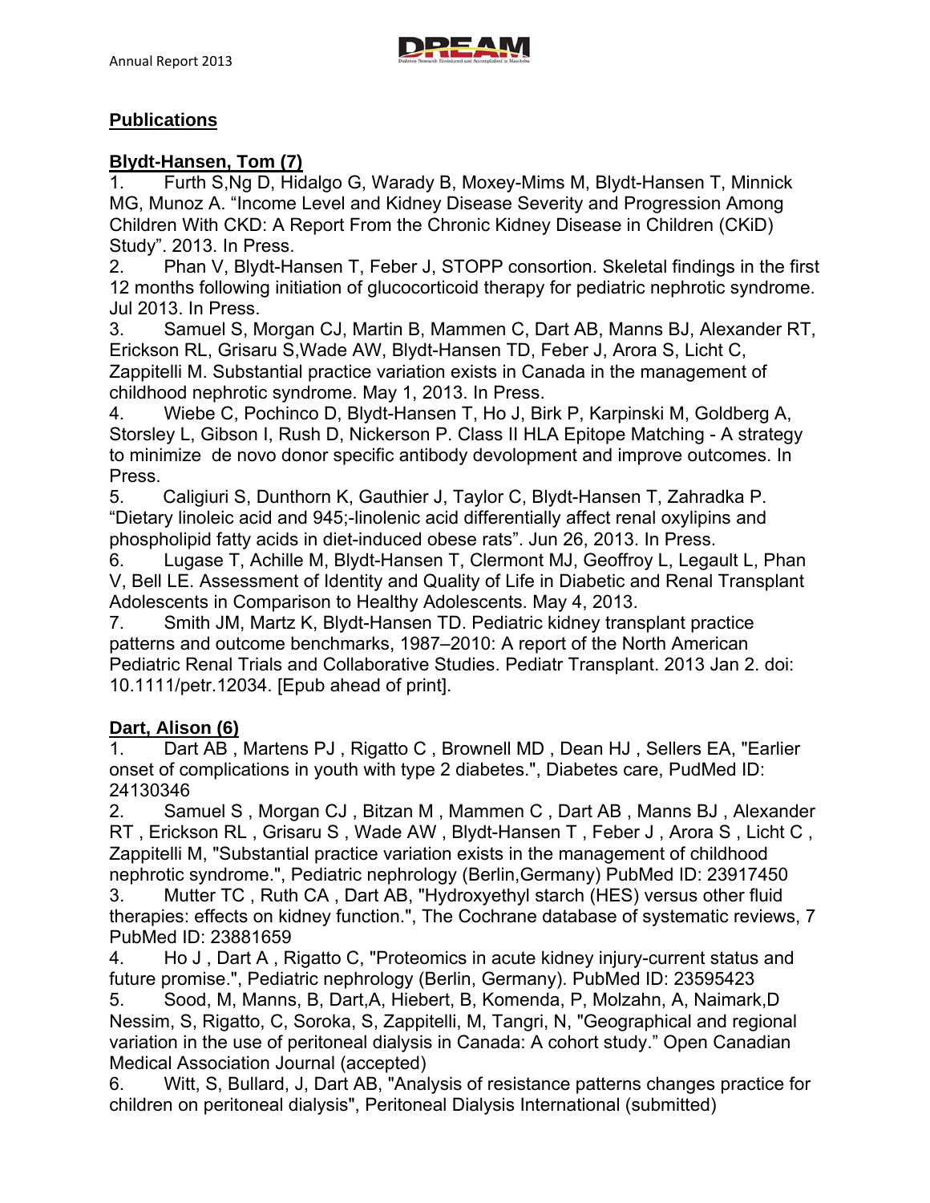## Publications

### Blydt-Hansen, Tom (7)

1. Furth S,Ng D, Hidalgo G, Warady B, Moxey-Mims M, Blydt-Hansen T, Minnick MG, Munoz A. "Income Level and Kidney Disease Severity and Progression Among Children With CKD: A Report From the Chronic Kidney Disease in Children (CKiD) Study". 2013. In Press.
2. Phan V, Blydt-Hansen T, Feber J, STOPP consortion. Skeletal findings in the first 12 months following initiation of glucocorticoid therapy for pediatric nephrotic syndrome. Jul 2013. In Press.
3. Samuel S, Morgan CJ, Martin B, Mammen C, Dart AB, Manns BJ, Alexander RT, Erickson RL, Grisaru S,Wade AW, Blydt-Hansen TD, Feber J, Arora S, Licht C, Zappitelli M. Substantial practice variation exists in Canada in the management of childhood nephrotic syndrome. May 1, 2013. In Press.
4. Wiebe C, Pochinco D, Blydt-Hansen T, Ho J, Birk P, Karpinski M, Goldberg A, Storsley L, Gibson I, Rush D, Nickerson P. Class II HLA Epitope Matching - A strategy to minimize de novo donor specific antibody devolopment and improve outcomes. In Press.
5. Caligiuri S, Dunthorn K, Gauthier J, Taylor C, Blydt-Hansen T, Zahradka P. "Dietary linoleic acid and 945;-linolenic acid differentially affect renal oxylipins and phospholipid fatty acids in diet-induced obese rats". Jun 26, 2013. In Press.
6. Lugase T, Achille M, Blydt-Hansen T, Clermont MJ, Geoffroy L, Legault L, Phan V, Bell LE. Assessment of Identity and Quality of Life in Diabetic and Renal Transplant Adolescents in Comparison to Healthy Adolescents. May 4, 2013.
7. Smith JM, Martz K, Blydt-Hansen TD. Pediatric kidney transplant practice patterns and outcome benchmarks, 1987–2010: A report of the North American Pediatric Renal Trials and Collaborative Studies. Pediatr Transplant. 2013 Jan 2. doi: 10.1111/petr.12034. [Epub ahead of print].

### Dart, Alison (6)

1. Dart AB , Martens PJ , Rigatto C , Brownell MD , Dean HJ , Sellers EA, "Earlier onset of complications in youth with type 2 diabetes.", Diabetes care, PudMed ID: 24130346
2. Samuel S , Morgan CJ , Bitzan M , Mammen C , Dart AB , Manns BJ , Alexander RT , Erickson RL , Grisaru S , Wade AW , Blydt-Hansen T , Feber J , Arora S , Licht C , Zappitelli M, "Substantial practice variation exists in the management of childhood nephrotic syndrome.", Pediatric nephrology (Berlin,Germany) PubMed ID: 23917450
3. Mutter TC , Ruth CA , Dart AB, "Hydroxyethyl starch (HES) versus other fluid therapies: effects on kidney function.", The Cochrane database of systematic reviews, 7 PubMed ID: 23881659
4. Ho J , Dart A , Rigatto C, "Proteomics in acute kidney injury-current status and future promise.", Pediatric nephrology (Berlin, Germany). PubMed ID: 23595423
5. Sood, M, Manns, B, Dart,A, Hiebert, B, Komenda, P, Molzahn, A, Naimark,D Nessim, S, Rigatto, C, Soroka, S, Zappitelli, M, Tangri, N, "Geographical and regional variation in the use of peritoneal dialysis in Canada: A cohort study." Open Canadian Medical Association Journal (accepted)
6. Witt, S, Bullard, J, Dart AB, "Analysis of resistance patterns changes practice for children on peritoneal dialysis", Peritoneal Dialysis International (submitted)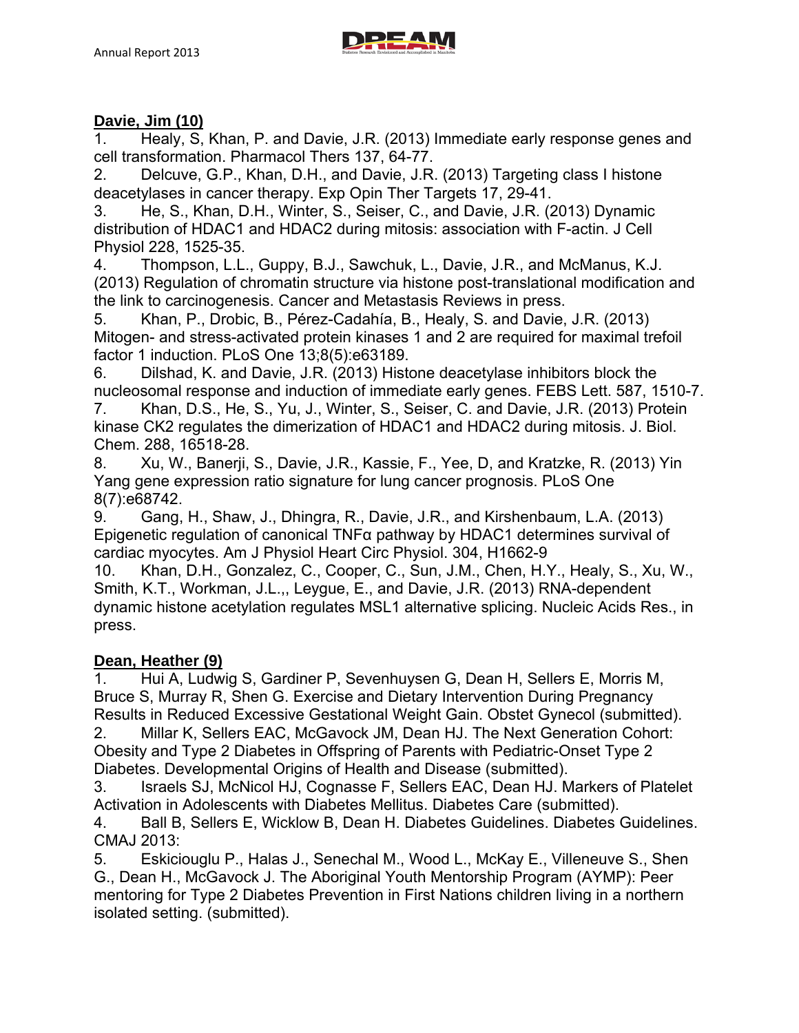**Davie, Jim (10)**

1. Healy, S, Khan, P. and Davie, J.R. (2013) Immediate early response genes and cell transformation. Pharmacol Thers 137, 64-77.
2. Delcuve, G.P., Khan, D.H., and Davie, J.R. (2013) Targeting class I histone deacetylases in cancer therapy. Exp Opin Ther Targets 17, 29-41.
3. He, S., Khan, D.H., Winter, S., Seiser, C., and Davie, J.R. (2013) Dynamic distribution of HDAC1 and HDAC2 during mitosis: association with F-actin. J Cell Physiol 228, 1525-35.
4. Thompson, L.L., Guppy, B.J., Sawchuk, L., Davie, J.R., and McManus, K.J. (2013) Regulation of chromatin structure via histone post-translational modification and the link to carcinogenesis. Cancer and Metastasis Reviews in press.
5. Khan, P., Drobic, B., Pérez-Cadahía, B., Healy, S. and Davie, J.R. (2013) Mitogen- and stress-activated protein kinases 1 and 2 are required for maximal trefoil factor 1 induction. PLoS One 13;8(5):e63189.
6. Dilshad, K. and Davie, J.R. (2013) Histone deacetylase inhibitors block the nucleosomal response and induction of immediate early genes. FEBS Lett. 587, 1510-7.
7. Khan, D.S., He, S., Yu, J., Winter, S., Seiser, C. and Davie, J.R. (2013) Protein kinase CK2 regulates the dimerization of HDAC1 and HDAC2 during mitosis. J. Biol. Chem. 288, 16518-28.
8. Xu, W., Banerji, S., Davie, J.R., Kassie, F., Yee, D, and Kratzke, R. (2013) Yin Yang gene expression ratio signature for lung cancer prognosis. PLoS One 8(7):e68742.
9. Gang, H., Shaw, J., Dhingra, R., Davie, J.R., and Kirshenbaum, L.A. (2013) Epigenetic regulation of canonical TNFα pathway by HDAC1 determines survival of cardiac myocytes. Am J Physiol Heart Circ Physiol. 304, H1662-9
10. Khan, D.H., Gonzalez, C., Cooper, C., Sun, J.M., Chen, H.Y., Healy, S., Xu, W., Smith, K.T., Workman, J.L.,, Leygue, E., and Davie, J.R. (2013) RNA-dependent dynamic histone acetylation regulates MSL1 alternative splicing. Nucleic Acids Res., in press.

**Dean, Heather (9)**

1. Hui A, Ludwig S, Gardiner P, Sevenhuysen G, Dean H, Sellers E, Morris M, Bruce S, Murray R, Shen G. Exercise and Dietary Intervention During Pregnancy Results in Reduced Excessive Gestational Weight Gain. Obstet Gynecol (submitted).
2. Millar K, Sellers EAC, McGavock JM, Dean HJ. The Next Generation Cohort: Obesity and Type 2 Diabetes in Offspring of Parents with Pediatric-Onset Type 2 Diabetes. Developmental Origins of Health and Disease (submitted).
3. Israels SJ, McNicol HJ, Cognasse F, Sellers EAC, Dean HJ. Markers of Platelet Activation in Adolescents with Diabetes Mellitus. Diabetes Care (submitted).
4. Ball B, Sellers E, Wicklow B, Dean H. Diabetes Guidelines. Diabetes Guidelines. CMAJ 2013:
5. Eskiciouglu P., Halas J., Senechal M., Wood L., McKay E., Villeneuve S., Shen G., Dean H., McGavock J. The Aboriginal Youth Mentorship Program (AYMP): Peer mentoring for Type 2 Diabetes Prevention in First Nations children living in a northern isolated setting. (submitted).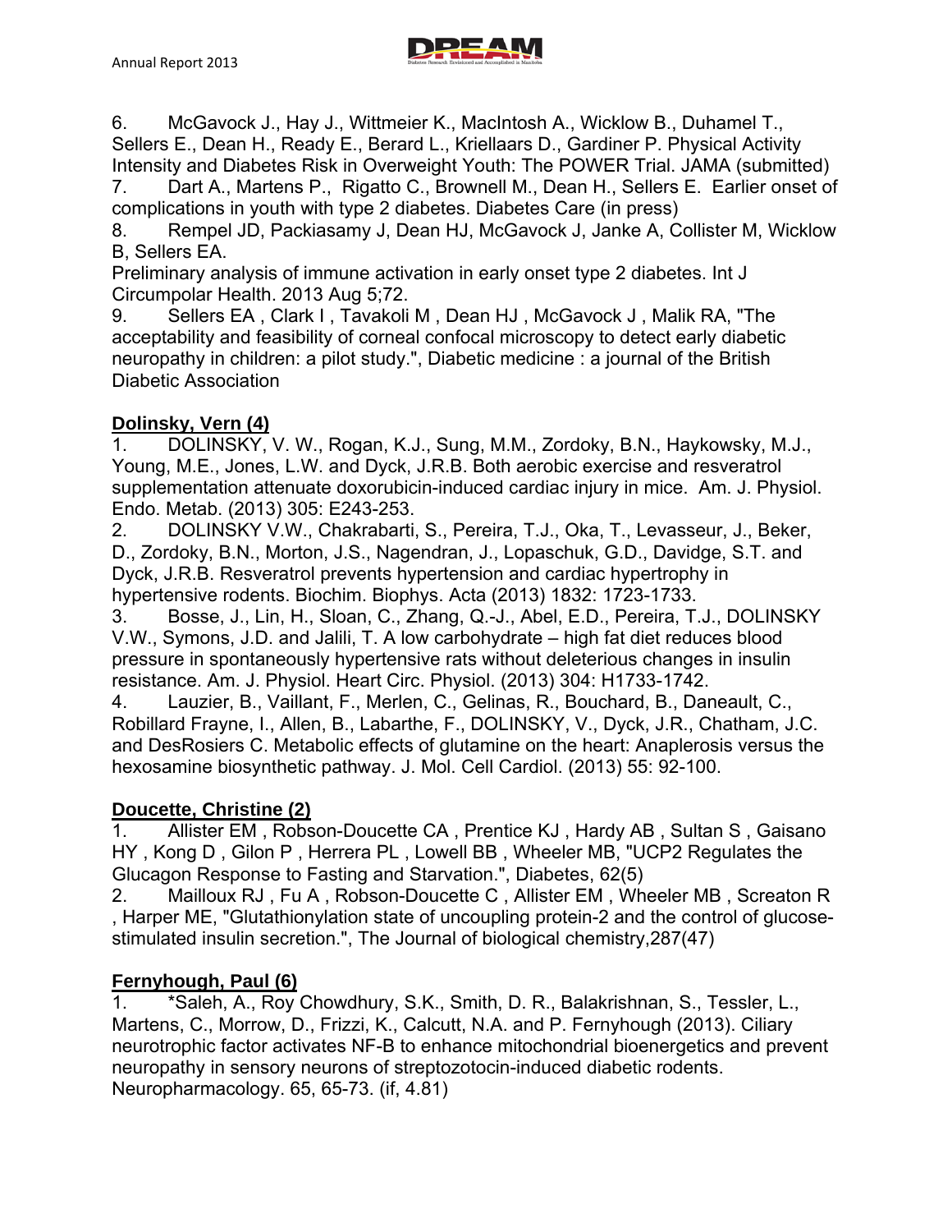6. McGavock J., Hay J., Wittmeier K., MacIntosh A., Wicklow B., Duhamel T., Sellers E., Dean H., Ready E., Berard L., Kriellaars D., Gardiner P. Physical Activity Intensity and Diabetes Risk in Overweight Youth: The POWER Trial. JAMA (submitted)
7. Dart A., Martens P., Rigatto C., Brownell M., Dean H., Sellers E. Earlier onset of complications in youth with type 2 diabetes. Diabetes Care (in press)
8. Rempel JD, Packiasamy J, Dean HJ, McGavock J, Janke A, Collister M, Wicklow B, Sellers EA.
Preliminary analysis of immune activation in early onset type 2 diabetes. Int J Circumpolar Health. 2013 Aug 5;72.
9. Sellers EA , Clark I , Tavakoli M , Dean HJ , McGavock J , Malik RA, "The acceptability and feasibility of corneal confocal microscopy to detect early diabetic neuropathy in children: a pilot study.", Diabetic medicine : a journal of the British Diabetic Association

**Dolinsky, Vern (4)**

1. DOLINSKY, V. W., Rogan, K.J., Sung, M.M., Zordoky, B.N., Haykowsky, M.J., Young, M.E., Jones, L.W. and Dyck, J.R.B. Both aerobic exercise and resveratrol supplementation attenuate doxorubicin-induced cardiac injury in mice. Am. J. Physiol. Endo. Metab. (2013) 305: E243-253.
2. DOLINSKY V.W., Chakrabarti, S., Pereira, T.J., Oka, T., Levasseur, J., Beker, D., Zordoky, B.N., Morton, J.S., Nagendran, J., Lopaschuk, G.D., Davidge, S.T. and Dyck, J.R.B. Resveratrol prevents hypertension and cardiac hypertrophy in hypertensive rodents. Biochim. Biophys. Acta (2013) 1832: 1723-1733.
3. Bosse, J., Lin, H., Sloan, C., Zhang, Q.-J., Abel, E.D., Pereira, T.J., DOLINSKY V.W., Symons, J.D. and Jalili, T. A low carbohydrate – high fat diet reduces blood pressure in spontaneously hypertensive rats without deleterious changes in insulin resistance. Am. J. Physiol. Heart Circ. Physiol. (2013) 304: H1733-1742.
4. Lauzier, B., Vaillant, F., Merlen, C., Gelinas, R., Bouchard, B., Daneault, C., Robillard Frayne, I., Allen, B., Labarthe, F., DOLINSKY, V., Dyck, J.R., Chatham, J.C. and DesRosiers C. Metabolic effects of glutamine on the heart: Anaplerosis versus the hexosamine biosynthetic pathway. J. Mol. Cell Cardiol. (2013) 55: 92-100.

**Doucette, Christine (2)**

1. Allister EM , Robson-Doucette CA , Prentice KJ , Hardy AB , Sultan S , Gaisano HY , Kong D , Gilon P , Herrera PL , Lowell BB , Wheeler MB, "UCP2 Regulates the Glucagon Response to Fasting and Starvation.", Diabetes, 62(5)
2. Mailloux RJ , Fu A , Robson-Doucette C , Allister EM , Wheeler MB , Screaton R , Harper ME, "Glutathionylation state of uncoupling protein-2 and the control of glucose-stimulated insulin secretion.", The Journal of biological chemistry,287(47)

**Fernyhough, Paul (6)**

1. *Saleh, A., Roy Chowdhury, S.K., Smith, D. R., Balakrishnan, S., Tessler, L., Martens, C., Morrow, D., Frizzi, K., Calcutt, N.A. and P. Fernyhough (2013). Ciliary neurotrophic factor activates NF-B to enhance mitochondrial bioenergetics and prevent neuropathy in sensory neurons of streptozotocin-induced diabetic rodents. Neuropharmacology. 65, 65-73. (if, 4.81)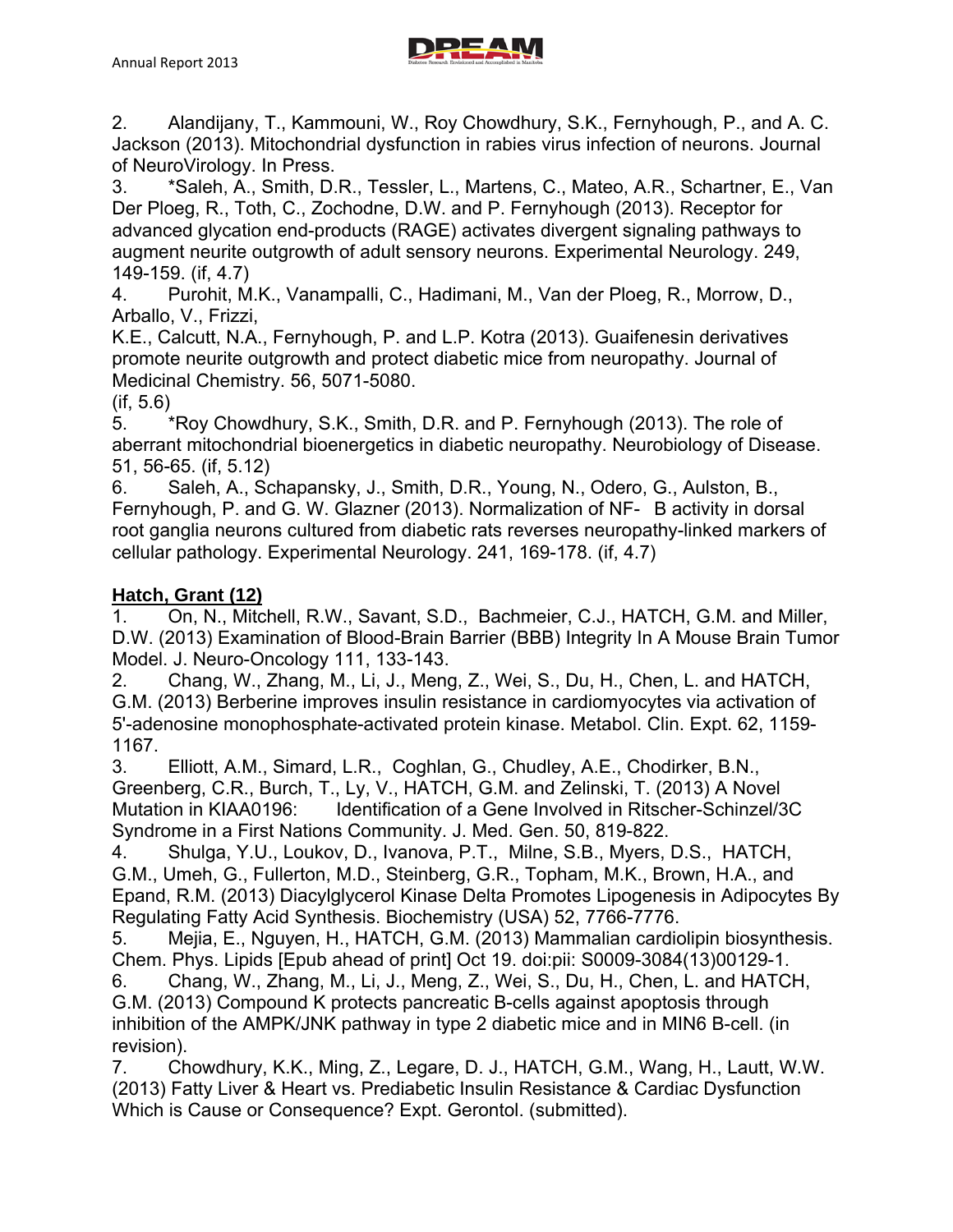2. Alandijany, T., Kammouni, W., Roy Chowdhury, S.K., Fernyhough, P., and A. C. Jackson (2013). Mitochondrial dysfunction in rabies virus infection of neurons. Journal of NeuroVirology. In Press.

3. *Saleh, A., Smith, D.R., Tessler, L., Martens, C., Mateo, A.R., Schartner, E., Van Der Ploeg, R., Toth, C., Zochodne, D.W. and P. Fernyhough (2013). Receptor for advanced glycation end-products (RAGE) activates divergent signaling pathways to augment neurite outgrowth of adult sensory neurons. Experimental Neurology. 249, 149-159. (if, 4.7)

4. Purohit, M.K., Vanampalli, C., Hadimani, M., Van der Ploeg, R., Morrow, D., Arballo, V., Frizzi, K.E., Calcutt, N.A., Fernyhough, P. and L.P. Kotra (2013). Guaifenesin derivatives promote neurite outgrowth and protect diabetic mice from neuropathy. Journal of Medicinal Chemistry. 56, 5071-5080. (if, 5.6)

5. *Roy Chowdhury, S.K., Smith, D.R. and P. Fernyhough (2013). The role of aberrant mitochondrial bioenergetics in diabetic neuropathy. Neurobiology of Disease. 51, 56-65. (if, 5.12)

6. Saleh, A., Schapansky, J., Smith, D.R., Young, N., Odero, G., Aulston, B., Fernyhough, P. and G. W. Glazner (2013). Normalization of NF- B activity in dorsal root ganglia neurons cultured from diabetic rats reverses neuropathy-linked markers of cellular pathology. Experimental Neurology. 241, 169-178. (if, 4.7)

**Hatch, Grant (12)**

1. On, N., Mitchell, R.W., Savant, S.D., Bachmeier, C.J., HATCH, G.M. and Miller, D.W. (2013) Examination of Blood-Brain Barrier (BBB) Integrity In A Mouse Brain Tumor Model. J. Neuro-Oncology 111, 133-143.

2. Chang, W., Zhang, M., Li, J., Meng, Z., Wei, S., Du, H., Chen, L. and HATCH, G.M. (2013) Berberine improves insulin resistance in cardiomyocytes via activation of 5'-adenosine monophosphate-activated protein kinase. Metabol. Clin. Expt. 62, 1159-1167.

3. Elliott, A.M., Simard, L.R., Coghlan, G., Chudley, A.E., Chodirker, B.N., Greenberg, C.R., Burch, T., Ly, V., HATCH, G.M. and Zelinski, T. (2013) A Novel Mutation in KIAA0196: Identification of a Gene Involved in Ritscher-Schinzel/3C Syndrome in a First Nations Community. J. Med. Gen. 50, 819-822.

4. Shulga, Y.U., Loukov, D., Ivanova, P.T., Milne, S.B., Myers, D.S., HATCH, G.M., Umeh, G., Fullerton, M.D., Steinberg, G.R., Topham, M.K., Brown, H.A., and Epand, R.M. (2013) Diacylglycerol Kinase Delta Promotes Lipogenesis in Adipocytes By Regulating Fatty Acid Synthesis. Biochemistry (USA) 52, 7766-7776.

5. Mejia, E., Nguyen, H., HATCH, G.M. (2013) Mammalian cardiolipin biosynthesis. Chem. Phys. Lipids [Epub ahead of print] Oct 19. doi:pii: S0009-3084(13)00129-1.

6. Chang, W., Zhang, M., Li, J., Meng, Z., Wei, S., Du, H., Chen, L. and HATCH, G.M. (2013) Compound K protects pancreatic B-cells against apoptosis through inhibition of the AMPK/JNK pathway in type 2 diabetic mice and in MIN6 B-cell. (in revision).

7. Chowdhury, K.K., Ming, Z., Legare, D. J., HATCH, G.M., Wang, H., Lautt, W.W. (2013) Fatty Liver & Heart vs. Prediabetic Insulin Resistance & Cardiac Dysfunction Which is Cause or Consequence? Expt. Gerontol. (submitted).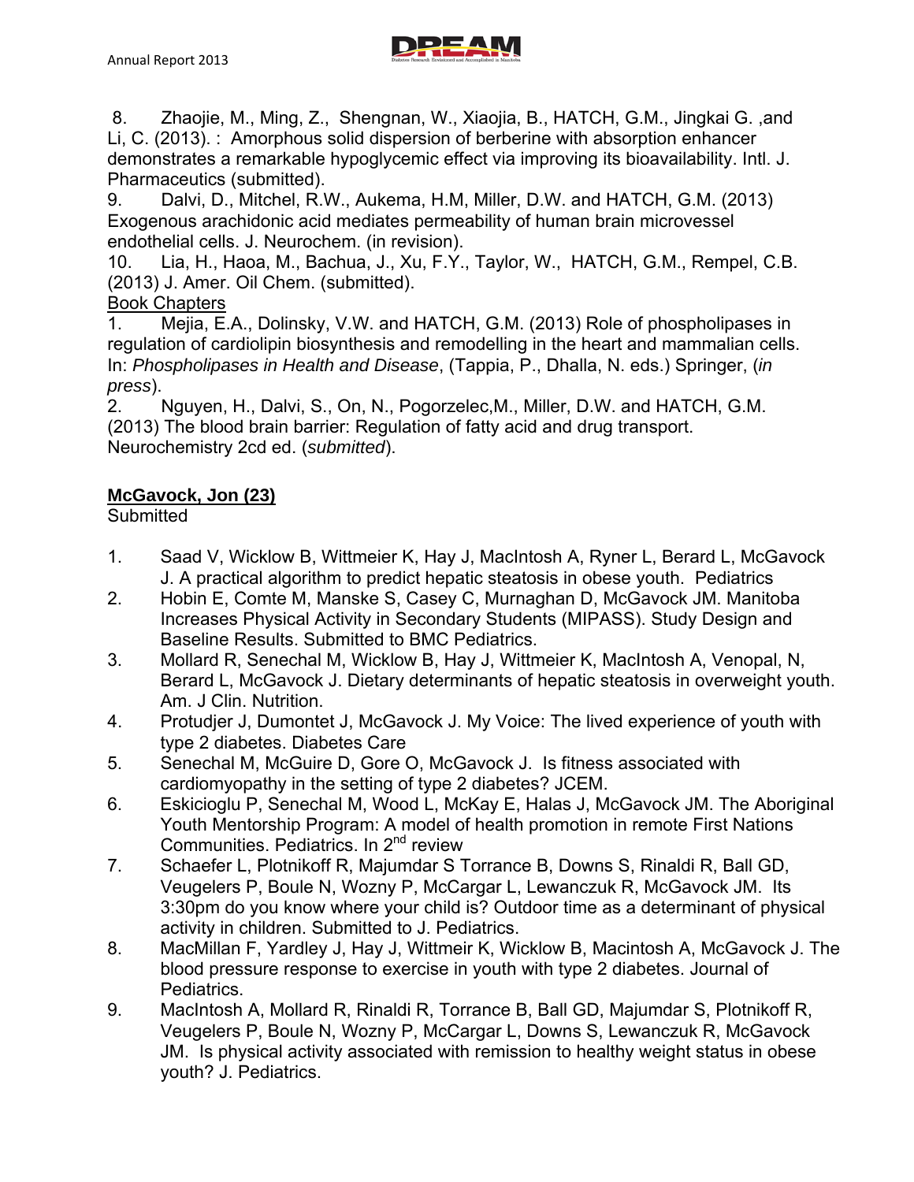8. Zhaojie, M., Ming, Z., Shengnan, W., Xiaojia, B., HATCH, G.M., Jingkai G. ,and Li, C. (2013). : Amorphous solid dispersion of berberine with absorption enhancer demonstrates a remarkable hypoglycemic effect via improving its bioavailability. Intl. J. Pharmaceutics (submitted).

9. Dalvi, D., Mitchel, R.W., Aukema, H.M, Miller, D.W. and HATCH, G.M. (2013) Exogenous arachidonic acid mediates permeability of human brain microvessel endothelial cells. J. Neurochem. (in revision).

10. Lia, H., Haoa, M., Bachua, J., Xu, F.Y., Taylor, W., HATCH, G.M., Rempel, C.B. (2013) J. Amer. Oil Chem. (submitted).

<u>Book Chapters</u>

1. Mejia, E.A., Dolinsky, V.W. and HATCH, G.M. (2013) Role of phospholipases in regulation of cardiolipin biosynthesis and remodelling in the heart and mammalian cells. In: *Phospholipases in Health and Disease*, (Tappia, P., Dhalla, N. eds.) Springer, (*in press*).

2. Nguyen, H., Dalvi, S., On, N., Pogorzelec,M., Miller, D.W. and HATCH, G.M. (2013) The blood brain barrier: Regulation of fatty acid and drug transport. Neurochemistry 2cd ed. (*submitted*).

**<u>McGavock, Jon (23)</u>**

Submitted

1. Saad V, Wicklow B, Wittmeier K, Hay J, MacIntosh A, Ryner L, Berard L, McGavock J. A practical algorithm to predict hepatic steatosis in obese youth. Pediatrics
2. Hobin E, Comte M, Manske S, Casey C, Murnaghan D, McGavock JM. Manitoba Increases Physical Activity in Secondary Students (MIPASS). Study Design and Baseline Results. Submitted to BMC Pediatrics.
3. Mollard R, Senechal M, Wicklow B, Hay J, Wittmeier K, MacIntosh A, Venopal, N, Berard L, McGavock J. Dietary determinants of hepatic steatosis in overweight youth. Am. J Clin. Nutrition.
4. Protudjer J, Dumontet J, McGavock J. My Voice: The lived experience of youth with type 2 diabetes. Diabetes Care
5. Senechal M, McGuire D, Gore O, McGavock J. Is fitness associated with cardiomyopathy in the setting of type 2 diabetes? JCEM.
6. Eskicioglu P, Senechal M, Wood L, McKay E, Halas J, McGavock JM. The Aboriginal Youth Mentorship Program: A model of health promotion in remote First Nations Communities. Pediatrics. In 2nd review
7. Schaefer L, Plotnikoff R, Majumdar S Torrance B, Downs S, Rinaldi R, Ball GD, Veugelers P, Boule N, Wozny P, McCargar L, Lewanczuk R, McGavock JM. Its 3:30pm do you know where your child is? Outdoor time as a determinant of physical activity in children. Submitted to J. Pediatrics.
8. MacMillan F, Yardley J, Hay J, Wittmeir K, Wicklow B, Macintosh A, McGavock J. The blood pressure response to exercise in youth with type 2 diabetes. Journal of Pediatrics.
9. MacIntosh A, Mollard R, Rinaldi R, Torrance B, Ball GD, Majumdar S, Plotnikoff R, Veugelers P, Boule N, Wozny P, McCargar L, Downs S, Lewanczuk R, McGavock JM. Is physical activity associated with remission to healthy weight status in obese youth? J. Pediatrics.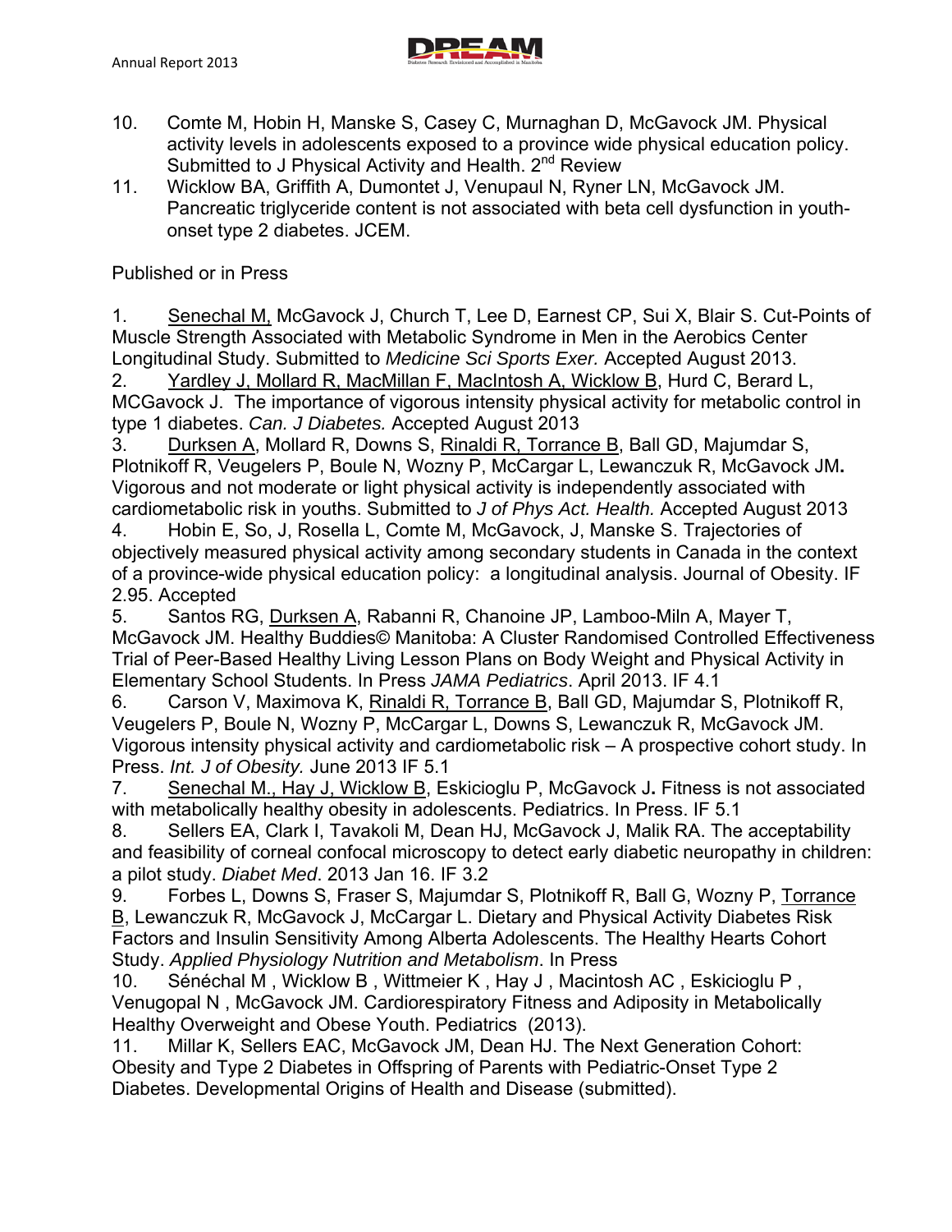10. Comte M, Hobin H, Manske S, Casey C, Murnaghan D, McGavock JM. Physical activity levels in adolescents exposed to a province wide physical education policy. Submitted to J Physical Activity and Health. 2nd Review
11. Wicklow BA, Griffith A, Dumontet J, Venupaul N, Ryner LN, McGavock JM. Pancreatic triglyceride content is not associated with beta cell dysfunction in youth-onset type 2 diabetes. JCEM.

Published or in Press

1. Senechal M, McGavock J, Church T, Lee D, Earnest CP, Sui X, Blair S. Cut-Points of Muscle Strength Associated with Metabolic Syndrome in Men in the Aerobics Center Longitudinal Study. Submitted to *Medicine Sci Sports Exer.* Accepted August 2013.
2. Yardley J, Mollard R, MacMillan F, MacIntosh A, Wicklow B, Hurd C, Berard L, MCGavock J. The importance of vigorous intensity physical activity for metabolic control in type 1 diabetes. *Can. J Diabetes.* Accepted August 2013
3. Durksen A, Mollard R, Downs S, Rinaldi R, Torrance B, Ball GD, Majumdar S, Plotnikoff R, Veugelers P, Boule N, Wozny P, McCargar L, Lewanczuk R, McGavock JM**.** Vigorous and not moderate or light physical activity is independently associated with cardiometabolic risk in youths. Submitted to *J of Phys Act. Health.* Accepted August 2013
4. Hobin E, So, J, Rosella L, Comte M, McGavock, J, Manske S. Trajectories of objectively measured physical activity among secondary students in Canada in the context of a province-wide physical education policy: a longitudinal analysis. Journal of Obesity. IF 2.95. Accepted
5. Santos RG, Durksen A, Rabanni R, Chanoine JP, Lamboo-Miln A, Mayer T, McGavock JM. Healthy Buddies© Manitoba: A Cluster Randomised Controlled Effectiveness Trial of Peer-Based Healthy Living Lesson Plans on Body Weight and Physical Activity in Elementary School Students. In Press *JAMA Pediatrics*. April 2013. IF 4.1
6. Carson V, Maximova K, Rinaldi R, Torrance B, Ball GD, Majumdar S, Plotnikoff R, Veugelers P, Boule N, Wozny P, McCargar L, Downs S, Lewanczuk R, McGavock JM. Vigorous intensity physical activity and cardiometabolic risk – A prospective cohort study. In Press. *Int. J of Obesity.* June 2013 IF 5.1
7. Senechal M., Hay J, Wicklow B, Eskicioglu P, McGavock J**.** Fitness is not associated with metabolically healthy obesity in adolescents. Pediatrics. In Press. IF 5.1
8. Sellers EA, Clark I, Tavakoli M, Dean HJ, McGavock J, Malik RA. The acceptability and feasibility of corneal confocal microscopy to detect early diabetic neuropathy in children: a pilot study. *Diabet Med*. 2013 Jan 16. IF 3.2
9. Forbes L, Downs S, Fraser S, Majumdar S, Plotnikoff R, Ball G, Wozny P, Torrance B, Lewanczuk R, McGavock J, McCargar L. Dietary and Physical Activity Diabetes Risk Factors and Insulin Sensitivity Among Alberta Adolescents. The Healthy Hearts Cohort Study. *Applied Physiology Nutrition and Metabolism*. In Press
10. Sénéchal M , Wicklow B , Wittmeier K , Hay J , Macintosh AC , Eskicioglu P , Venugopal N , McGavock JM. Cardiorespiratory Fitness and Adiposity in Metabolically Healthy Overweight and Obese Youth. Pediatrics (2013).
11. Millar K, Sellers EAC, McGavock JM, Dean HJ. The Next Generation Cohort: Obesity and Type 2 Diabetes in Offspring of Parents with Pediatric-Onset Type 2 Diabetes. Developmental Origins of Health and Disease (submitted).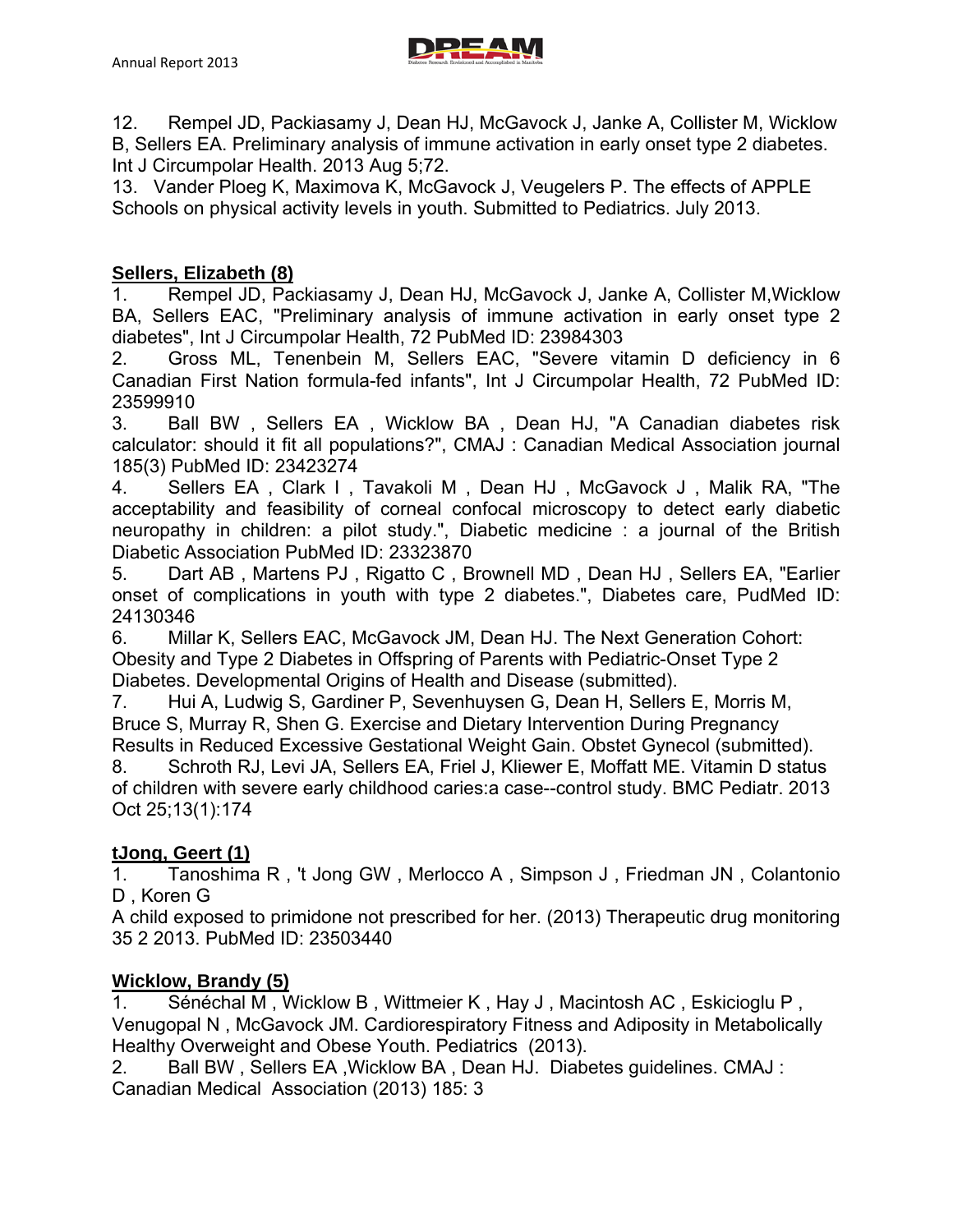12. Rempel JD, Packiasamy J, Dean HJ, McGavock J, Janke A, Collister M, Wicklow B, Sellers EA. Preliminary analysis of immune activation in early onset type 2 diabetes. Int J Circumpolar Health. 2013 Aug 5;72.

13. Vander Ploeg K, Maximova K, McGavock J, Veugelers P. The effects of APPLE Schools on physical activity levels in youth. Submitted to Pediatrics. July 2013.

**Sellers, Elizabeth (8)**

1. Rempel JD, Packiasamy J, Dean HJ, McGavock J, Janke A, Collister M,Wicklow BA, Sellers EAC, "Preliminary analysis of immune activation in early onset type 2 diabetes", Int J Circumpolar Health, 72 PubMed ID: 23984303
2. Gross ML, Tenenbein M, Sellers EAC, "Severe vitamin D deficiency in 6 Canadian First Nation formula-fed infants", Int J Circumpolar Health, 72 PubMed ID: 23599910
3. Ball BW , Sellers EA , Wicklow BA , Dean HJ, "A Canadian diabetes risk calculator: should it fit all populations?", CMAJ : Canadian Medical Association journal 185(3) PubMed ID: 23423274
4. Sellers EA , Clark I , Tavakoli M , Dean HJ , McGavock J , Malik RA, "The acceptability and feasibility of corneal confocal microscopy to detect early diabetic neuropathy in children: a pilot study.", Diabetic medicine : a journal of the British Diabetic Association PubMed ID: 23323870
5. Dart AB , Martens PJ , Rigatto C , Brownell MD , Dean HJ , Sellers EA, "Earlier onset of complications in youth with type 2 diabetes.", Diabetes care, PudMed ID: 24130346
6. Millar K, Sellers EAC, McGavock JM, Dean HJ. The Next Generation Cohort: Obesity and Type 2 Diabetes in Offspring of Parents with Pediatric-Onset Type 2 Diabetes. Developmental Origins of Health and Disease (submitted).
7. Hui A, Ludwig S, Gardiner P, Sevenhuysen G, Dean H, Sellers E, Morris M, Bruce S, Murray R, Shen G. Exercise and Dietary Intervention During Pregnancy Results in Reduced Excessive Gestational Weight Gain. Obstet Gynecol (submitted).
8. Schroth RJ, Levi JA, Sellers EA, Friel J, Kliewer E, Moffatt ME. Vitamin D status of children with severe early childhood caries:a case--control study. BMC Pediatr. 2013 Oct 25;13(1):174

**tJong, Geert (1)**

1. Tanoshima R , 't Jong GW , Merlocco A , Simpson J , Friedman JN , Colantonio D , Koren G
A child exposed to primidone not prescribed for her. (2013) Therapeutic drug monitoring 35 2 2013. PubMed ID: 23503440

**Wicklow, Brandy (5)**

1. Sénéchal M , Wicklow B , Wittmeier K , Hay J , Macintosh AC , Eskicioglu P , Venugopal N , McGavock JM. Cardiorespiratory Fitness and Adiposity in Metabolically Healthy Overweight and Obese Youth. Pediatrics (2013).
2. Ball BW , Sellers EA ,Wicklow BA , Dean HJ. Diabetes guidelines. CMAJ : Canadian Medical Association (2013) 185: 3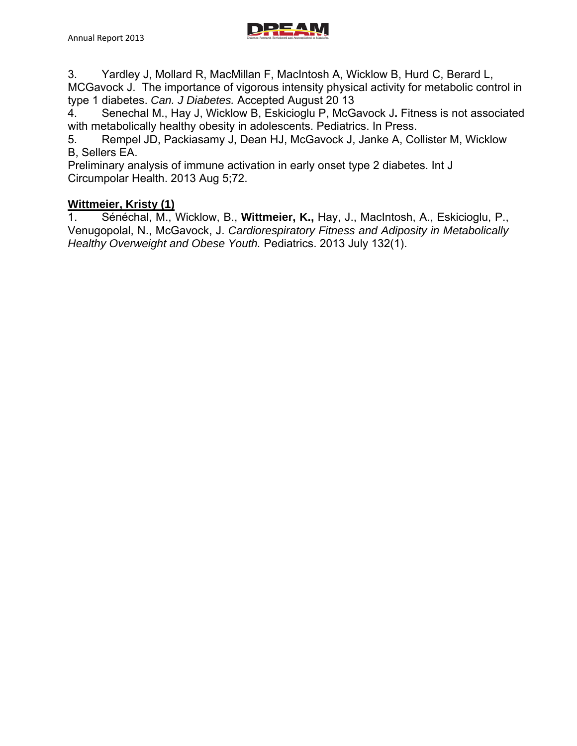3. Yardley J, Mollard R, MacMillan F, MacIntosh A, Wicklow B, Hurd C, Berard L, MCGavock J. The importance of vigorous intensity physical activity for metabolic control in type 1 diabetes. *Can. J Diabetes.* Accepted August 20 13

4. Senechal M., Hay J, Wicklow B, Eskicioglu P, McGavock J**.** Fitness is not associated with metabolically healthy obesity in adolescents. Pediatrics. In Press.

5. Rempel JD, Packiasamy J, Dean HJ, McGavock J, Janke A, Collister M, Wicklow B, Sellers EA.
Preliminary analysis of immune activation in early onset type 2 diabetes. Int J Circumpolar Health. 2013 Aug 5;72.

**Wittmeier, Kristy (1)**

1. Sénéchal, M., Wicklow, B., **Wittmeier, K.,** Hay, J., MacIntosh, A., Eskicioglu, P., Venugopolal, N., McGavock, J. *Cardiorespiratory Fitness and Adiposity in Metabolically Healthy Overweight and Obese Youth.* Pediatrics. 2013 July 132(1).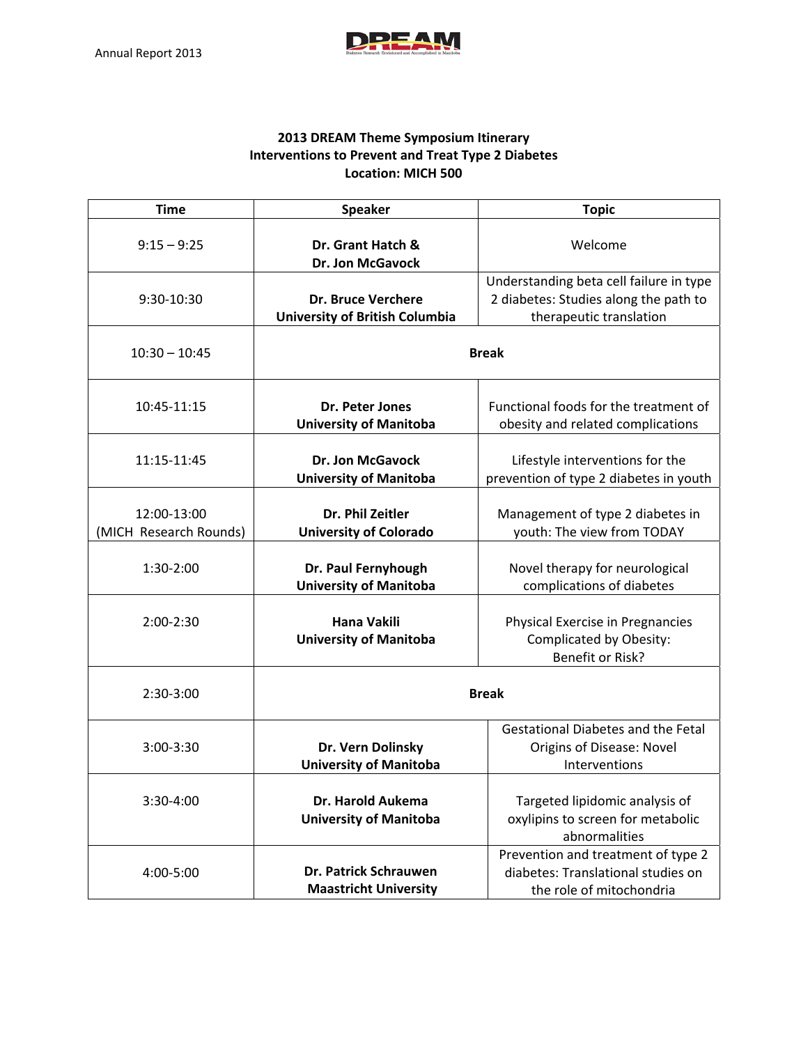## 2013 DREAM Theme Symposium Itinerary
## Interventions to Prevent and Treat Type 2 Diabetes
## Location: MICH 500

| Time | Speaker | Topic |
| --- | --- | --- |
| 9:15 – 9:25 | **Dr. Grant Hatch & Dr. Jon McGavock** | Welcome |
| 9:30-10:30 | **Dr. Bruce Verchere University of British Columbia** | Understanding beta cell failure in type 2 diabetes: Studies along the path to therapeutic translation |
| 10:30 – 10:45 | **Break** | |
| 10:45-11:15 | **Dr. Peter Jones University of Manitoba** | Functional foods for the treatment of obesity and related complications |
| 11:15-11:45 | **Dr. Jon McGavock University of Manitoba** | Lifestyle interventions for the prevention of type 2 diabetes in youth |
| 12:00-13:00 (MICH Research Rounds) | **Dr. Phil Zeitler University of Colorado** | Management of type 2 diabetes in youth: The view from TODAY |
| 1:30-2:00 | **Dr. Paul Fernyhough University of Manitoba** | Novel therapy for neurological complications of diabetes |
| 2:00-2:30 | **Hana Vakili University of Manitoba** | Physical Exercise in Pregnancies Complicated by Obesity: Benefit or Risk? |
| 2:30-3:00 | **Break** | |
| 3:00-3:30 | **Dr. Vern Dolinsky University of Manitoba** | Gestational Diabetes and the Fetal Origins of Disease: Novel Interventions |
| 3:30-4:00 | **Dr. Harold Aukema University of Manitoba** | Targeted lipidomic analysis of oxylipins to screen for metabolic abnormalities |
| 4:00-5:00 | **Dr. Patrick Schrauwen Maastricht University** | Prevention and treatment of type 2 diabetes: Translational studies on the role of mitochondria |